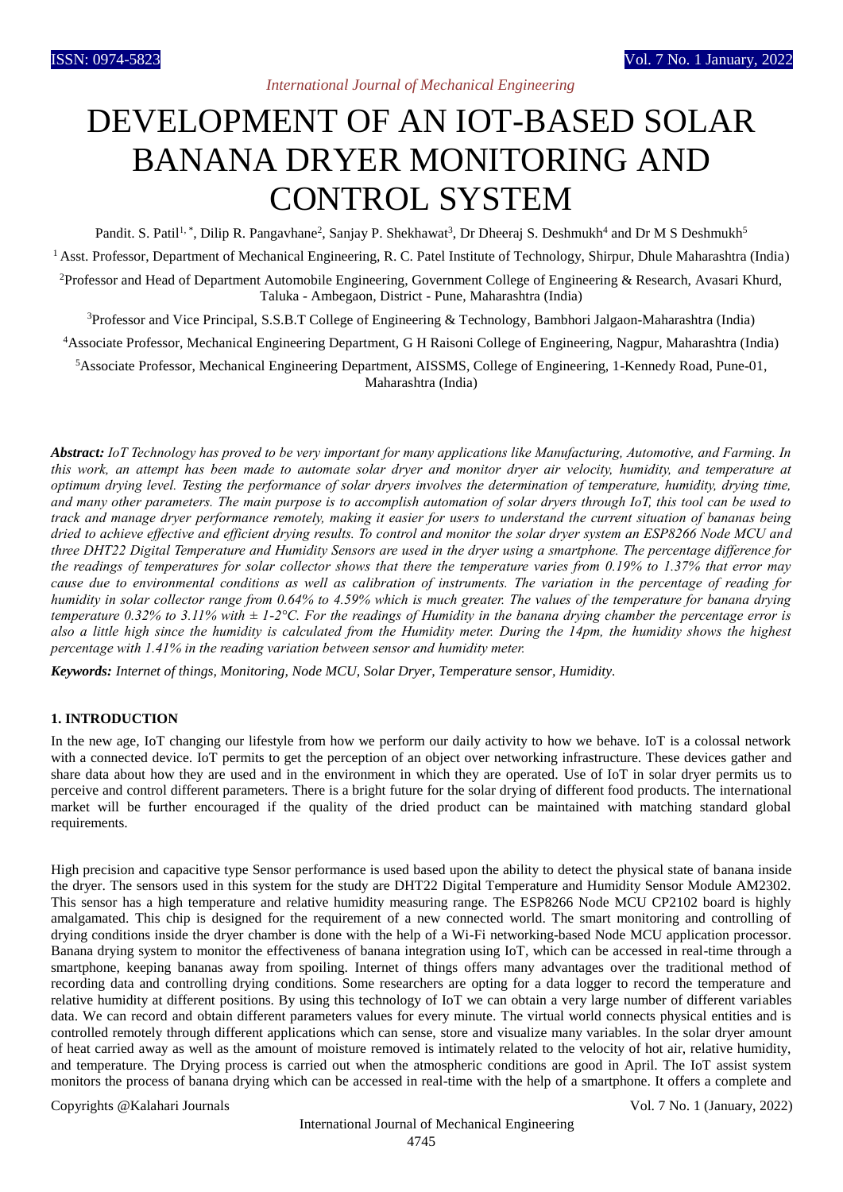# DEVELOPMENT OF AN IOT-BASED SOLAR BANANA DRYER MONITORING AND CONTROL SYSTEM

Pandit. S. Patil[1,*], Dilip R. Pangavhane[2], Sanjay P. Shekhawat[3], Dr Dheeraj S. Deshmukh[4] and Dr M S Deshmukh[5]

[1] Asst. Professor, Department of Mechanical Engineering, R. C. Patel Institute of Technology, Shirpur, Dhule Maharashtra (India)

[2]Professor and Head of Department Automobile Engineering, Government College of Engineering & Research, Avasari Khurd, Taluka - Ambegaon, District - Pune, Maharashtra (India)

[3]Professor and Vice Principal, S.S.B.T College of Engineering & Technology, Bambhori Jalgaon-Maharashtra (India)

[4]Associate Professor, Mechanical Engineering Department, G H Raisoni College of Engineering, Nagpur, Maharashtra (India)

[5]Associate Professor, Mechanical Engineering Department, AISSMS, College of Engineering, 1-Kennedy Road, Pune-01, Maharashtra (India)

***Abstract:*** *IoT Technology has proved to be very important for many applications like Manufacturing, Automotive, and Farming. In this work, an attempt has been made to automate solar dryer and monitor dryer air velocity, humidity, and temperature at optimum drying level. Testing the performance of solar dryers involves the determination of temperature, humidity, drying time, and many other parameters. The main purpose is to accomplish automation of solar dryers through IoT, this tool can be used to track and manage dryer performance remotely, making it easier for users to understand the current situation of bananas being dried to achieve effective and efficient drying results. To control and monitor the solar dryer system an ESP8266 Node MCU and three DHT22 Digital Temperature and Humidity Sensors are used in the dryer using a smartphone. The percentage difference for the readings of temperatures for solar collector shows that there the temperature varies from 0.19% to 1.37% that error may cause due to environmental conditions as well as calibration of instruments. The variation in the percentage of reading for humidity in solar collector range from 0.64% to 4.59% which is much greater. The values of the temperature for banana drying temperature 0.32% to 3.11% with ± 1-2°C. For the readings of Humidity in the banana drying chamber the percentage error is also a little high since the humidity is calculated from the Humidity meter. During the 14pm, the humidity shows the highest percentage with 1.41% in the reading variation between sensor and humidity meter.*

***Keywords:*** *Internet of things, Monitoring, Node MCU, Solar Dryer, Temperature sensor, Humidity.*

## 1. INTRODUCTION

In the new age, IoT changing our lifestyle from how we perform our daily activity to how we behave. IoT is a colossal network with a connected device. IoT permits to get the perception of an object over networking infrastructure. These devices gather and share data about how they are used and in the environment in which they are operated. Use of IoT in solar dryer permits us to perceive and control different parameters. There is a bright future for the solar drying of different food products. The international market will be further encouraged if the quality of the dried product can be maintained with matching standard global requirements.

High precision and capacitive type Sensor performance is used based upon the ability to detect the physical state of banana inside the dryer. The sensors used in this system for the study are DHT22 Digital Temperature and Humidity Sensor Module AM2302. This sensor has a high temperature and relative humidity measuring range. The ESP8266 Node MCU CP2102 board is highly amalgamated. This chip is designed for the requirement of a new connected world. The smart monitoring and controlling of drying conditions inside the dryer chamber is done with the help of a Wi-Fi networking-based Node MCU application processor. Banana drying system to monitor the effectiveness of banana integration using IoT, which can be accessed in real-time through a smartphone, keeping bananas away from spoiling. Internet of things offers many advantages over the traditional method of recording data and controlling drying conditions. Some researchers are opting for a data logger to record the temperature and relative humidity at different positions. By using this technology of IoT we can obtain a very large number of different variables data. We can record and obtain different parameters values for every minute. The virtual world connects physical entities and is controlled remotely through different applications which can sense, store and visualize many variables. In the solar dryer amount of heat carried away as well as the amount of moisture removed is intimately related to the velocity of hot air, relative humidity, and temperature. The Drying process is carried out when the atmospheric conditions are good in April. The IoT assist system monitors the process of banana drying which can be accessed in real-time with the help of a smartphone. It offers a complete and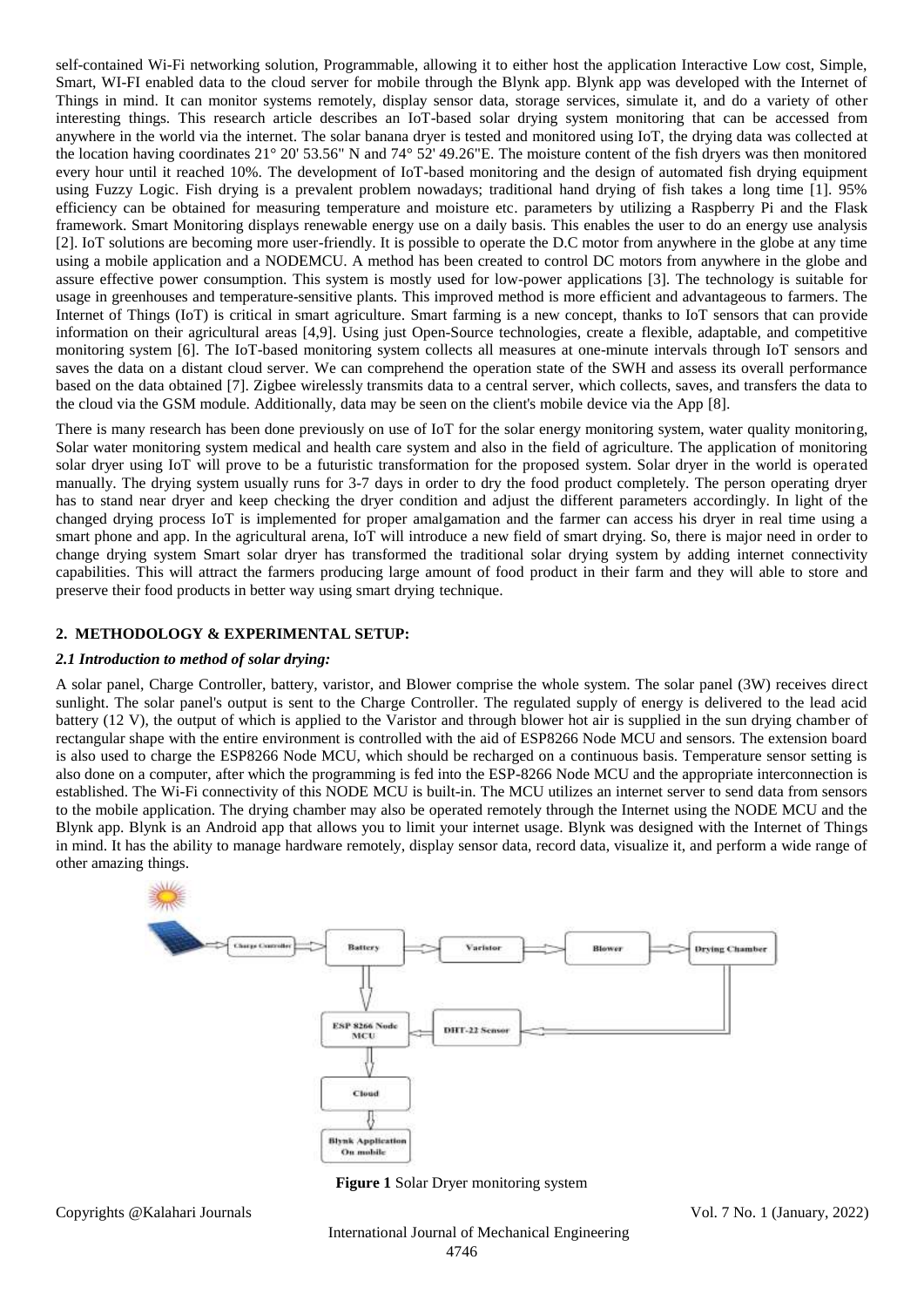self-contained Wi-Fi networking solution, Programmable, allowing it to either host the application Interactive Low cost, Simple, Smart, WI-FI enabled data to the cloud server for mobile through the Blynk app. Blynk app was developed with the Internet of Things in mind. It can monitor systems remotely, display sensor data, storage services, simulate it, and do a variety of other interesting things. This research article describes an IoT-based solar drying system monitoring that can be accessed from anywhere in the world via the internet. The solar banana dryer is tested and monitored using IoT, the drying data was collected at the location having coordinates 21° 20' 53.56" N and 74° 52' 49.26"E. The moisture content of the fish dryers was then monitored every hour until it reached 10%. The development of IoT-based monitoring and the design of automated fish drying equipment using Fuzzy Logic. Fish drying is a prevalent problem nowadays; traditional hand drying of fish takes a long time [1]. 95% efficiency can be obtained for measuring temperature and moisture etc. parameters by utilizing a Raspberry Pi and the Flask framework. Smart Monitoring displays renewable energy use on a daily basis. This enables the user to do an energy use analysis [2]. IoT solutions are becoming more user-friendly. It is possible to operate the D.C motor from anywhere in the globe at any time using a mobile application and a NODEMCU. A method has been created to control DC motors from anywhere in the globe and assure effective power consumption. This system is mostly used for low-power applications [3]. The technology is suitable for usage in greenhouses and temperature-sensitive plants. This improved method is more efficient and advantageous to farmers. The Internet of Things (IoT) is critical in smart agriculture. Smart farming is a new concept, thanks to IoT sensors that can provide information on their agricultural areas [4,9]. Using just Open-Source technologies, create a flexible, adaptable, and competitive monitoring system [6]. The IoT-based monitoring system collects all measures at one-minute intervals through IoT sensors and saves the data on a distant cloud server. We can comprehend the operation state of the SWH and assess its overall performance based on the data obtained [7]. Zigbee wirelessly transmits data to a central server, which collects, saves, and transfers the data to the cloud via the GSM module. Additionally, data may be seen on the client's mobile device via the App [8].

There is many research has been done previously on use of IoT for the solar energy monitoring system, water quality monitoring, Solar water monitoring system medical and health care system and also in the field of agriculture. The application of monitoring solar dryer using IoT will prove to be a futuristic transformation for the proposed system. Solar dryer in the world is operated manually. The drying system usually runs for 3-7 days in order to dry the food product completely. The person operating dryer has to stand near dryer and keep checking the dryer condition and adjust the different parameters accordingly. In light of the changed drying process IoT is implemented for proper amalgamation and the farmer can access his dryer in real time using a smart phone and app. In the agricultural arena, IoT will introduce a new field of smart drying. So, there is major need in order to change drying system Smart solar dryer has transformed the traditional solar drying system by adding internet connectivity capabilities. This will attract the farmers producing large amount of food product in their farm and they will able to store and preserve their food products in better way using smart drying technique.

## 2. METHODOLOGY & EXPERIMENTAL SETUP:

### *2.1 Introduction to method of solar drying:*

A solar panel, Charge Controller, battery, varistor, and Blower comprise the whole system. The solar panel (3W) receives direct sunlight. The solar panel's output is sent to the Charge Controller. The regulated supply of energy is delivered to the lead acid battery (12 V), the output of which is applied to the Varistor and through blower hot air is supplied in the sun drying chamber of rectangular shape with the entire environment is controlled with the aid of ESP8266 Node MCU and sensors. The extension board is also used to charge the ESP8266 Node MCU, which should be recharged on a continuous basis. Temperature sensor setting is also done on a computer, after which the programming is fed into the ESP-8266 Node MCU and the appropriate interconnection is established. The Wi-Fi connectivity of this NODE MCU is built-in. The MCU utilizes an internet server to send data from sensors to the mobile application. The drying chamber may also be operated remotely through the Internet using the NODE MCU and the Blynk app. Blynk is an Android app that allows you to limit your internet usage. Blynk was designed with the Internet of Things in mind. It has the ability to manage hardware remotely, display sensor data, record data, visualize it, and perform a wide range of other amazing things.

**Figure 1** Solar Dryer monitoring system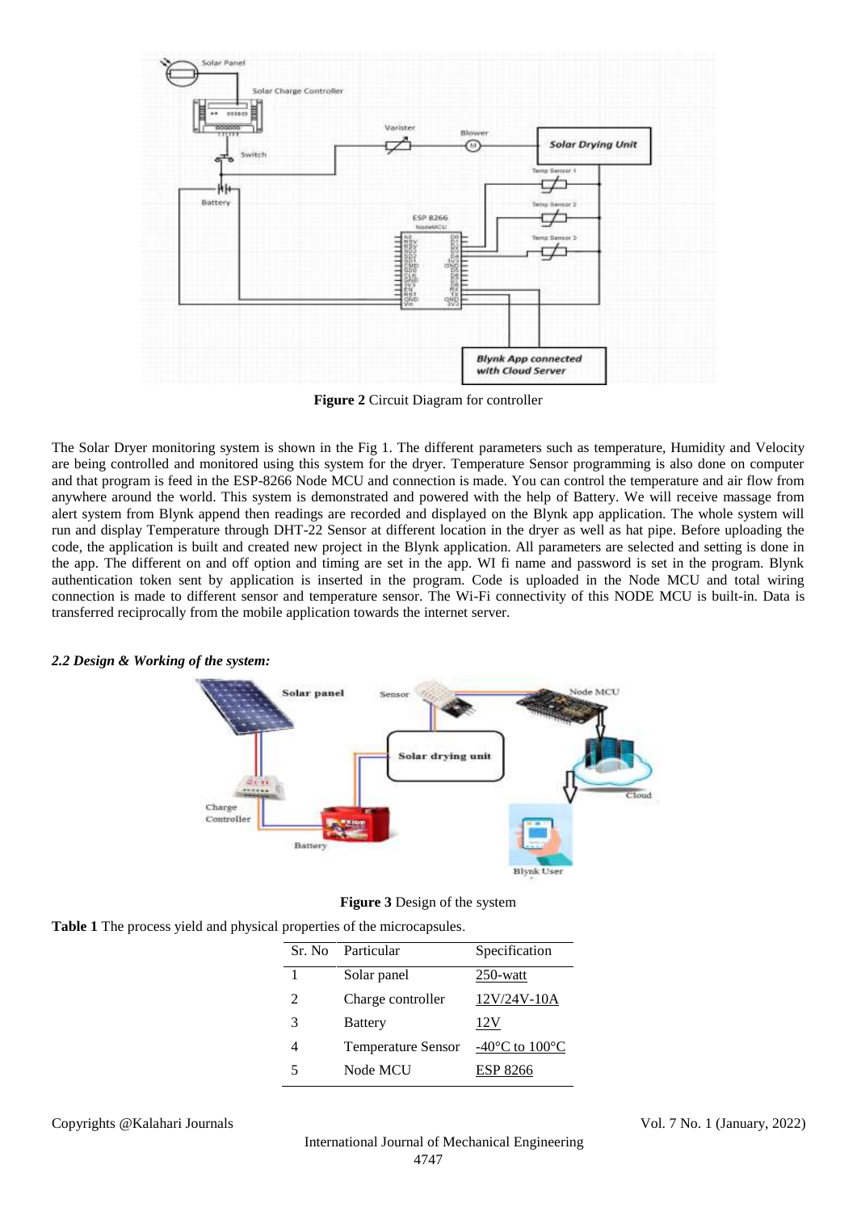**Figure 2** Circuit Diagram for controller

The Solar Dryer monitoring system is shown in the Fig 1. The different parameters such as temperature, Humidity and Velocity are being controlled and monitored using this system for the dryer. Temperature Sensor programming is also done on computer and that program is feed in the ESP-8266 Node MCU and connection is made. You can control the temperature and air flow from anywhere around the world. This system is demonstrated and powered with the help of Battery. We will receive massage from alert system from Blynk append then readings are recorded and displayed on the Blynk app application. The whole system will run and display Temperature through DHT-22 Sensor at different location in the dryer as well as hat pipe. Before uploading the code, the application is built and created new project in the Blynk application. All parameters are selected and setting is done in the app. The different on and off option and timing are set in the app. WI fi name and password is set in the program. Blynk authentication token sent by application is inserted in the program. Code is uploaded in the Node MCU and total wiring connection is made to different sensor and temperature sensor. The Wi-Fi connectivity of this NODE MCU is built-in. Data is transferred reciprocally from the mobile application towards the internet server.

### *2.2 Design & Working of the system:*

**Figure 3** Design of the system

**Table 1** The process yield and physical properties of the microcapsules.

| Sr. No | Particular | Specification |
|---|---|---|
| 1 | Solar panel | 250-watt |
| 2 | Charge controller | 12V/24V-10A |
| 3 | Battery | 12V |
| 4 | Temperature Sensor | -40°C to 100°C |
| 5 | Node MCU | ESP 8266 |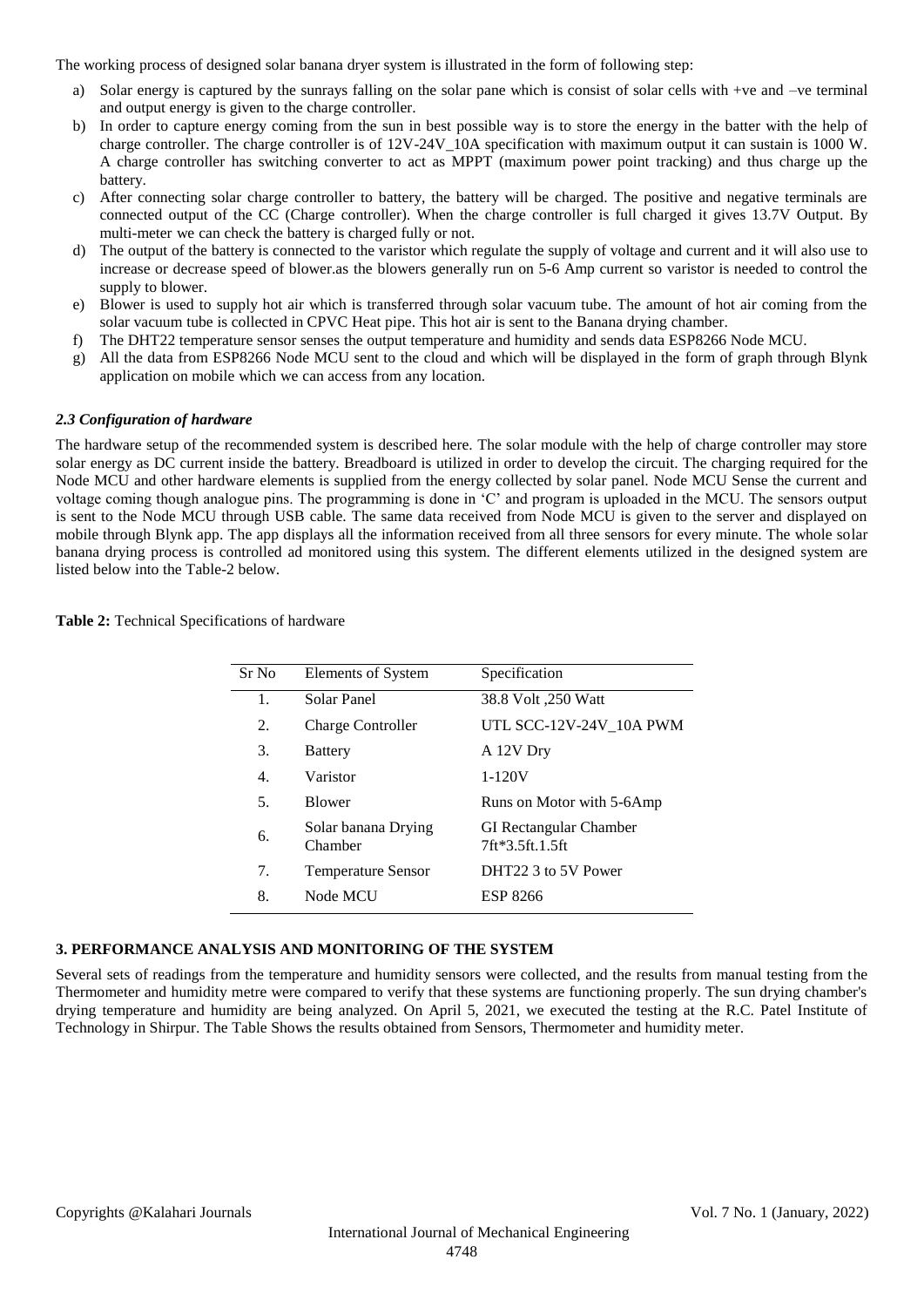The working process of designed solar banana dryer system is illustrated in the form of following step:

a) Solar energy is captured by the sunrays falling on the solar pane which is consist of solar cells with +ve and –ve terminal and output energy is given to the charge controller.
b) In order to capture energy coming from the sun in best possible way is to store the energy in the batter with the help of charge controller. The charge controller is of 12V-24V_10A specification with maximum output it can sustain is 1000 W. A charge controller has switching converter to act as MPPT (maximum power point tracking) and thus charge up the battery.
c) After connecting solar charge controller to battery, the battery will be charged. The positive and negative terminals are connected output of the CC (Charge controller). When the charge controller is full charged it gives 13.7V Output. By multi-meter we can check the battery is charged fully or not.
d) The output of the battery is connected to the varistor which regulate the supply of voltage and current and it will also use to increase or decrease speed of blower.as the blowers generally run on 5-6 Amp current so varistor is needed to control the supply to blower.
e) Blower is used to supply hot air which is transferred through solar vacuum tube. The amount of hot air coming from the solar vacuum tube is collected in CPVC Heat pipe. This hot air is sent to the Banana drying chamber.
f) The DHT22 temperature sensor senses the output temperature and humidity and sends data ESP8266 Node MCU.
g) All the data from ESP8266 Node MCU sent to the cloud and which will be displayed in the form of graph through Blynk application on mobile which we can access from any location.

### *2.3 Configuration of hardware*

The hardware setup of the recommended system is described here. The solar module with the help of charge controller may store solar energy as DC current inside the battery. Breadboard is utilized in order to develop the circuit. The charging required for the Node MCU and other hardware elements is supplied from the energy collected by solar panel. Node MCU Sense the current and voltage coming though analogue pins. The programming is done in 'C' and program is uploaded in the MCU. The sensors output is sent to the Node MCU through USB cable. The same data received from Node MCU is given to the server and displayed on mobile through Blynk app. The app displays all the information received from all three sensors for every minute. The whole solar banana drying process is controlled ad monitored using this system. The different elements utilized in the designed system are listed below into the Table-2 below.

**Table 2:** Technical Specifications of hardware

| Sr No | Elements of System | Specification |
|---|---|---|
| 1. | Solar Panel | 38.8 Volt ,250 Watt |
| 2. | Charge Controller | UTL SCC-12V-24V_10A PWM |
| 3. | Battery | A 12V Dry |
| 4. | Varistor | 1-120V |
| 5. | Blower | Runs on Motor with 5-6Amp |
| 6. | Solar banana Drying Chamber | GI Rectangular Chamber 7ft*3.5ft.1.5ft |
| 7. | Temperature Sensor | DHT22 3 to 5V Power |
| 8. | Node MCU | ESP 8266 |

## 3. PERFORMANCE ANALYSIS AND MONITORING OF THE SYSTEM

Several sets of readings from the temperature and humidity sensors were collected, and the results from manual testing from the Thermometer and humidity metre were compared to verify that these systems are functioning properly. The sun drying chamber's drying temperature and humidity are being analyzed. On April 5, 2021, we executed the testing at the R.C. Patel Institute of Technology in Shirpur. The Table Shows the results obtained from Sensors, Thermometer and humidity meter.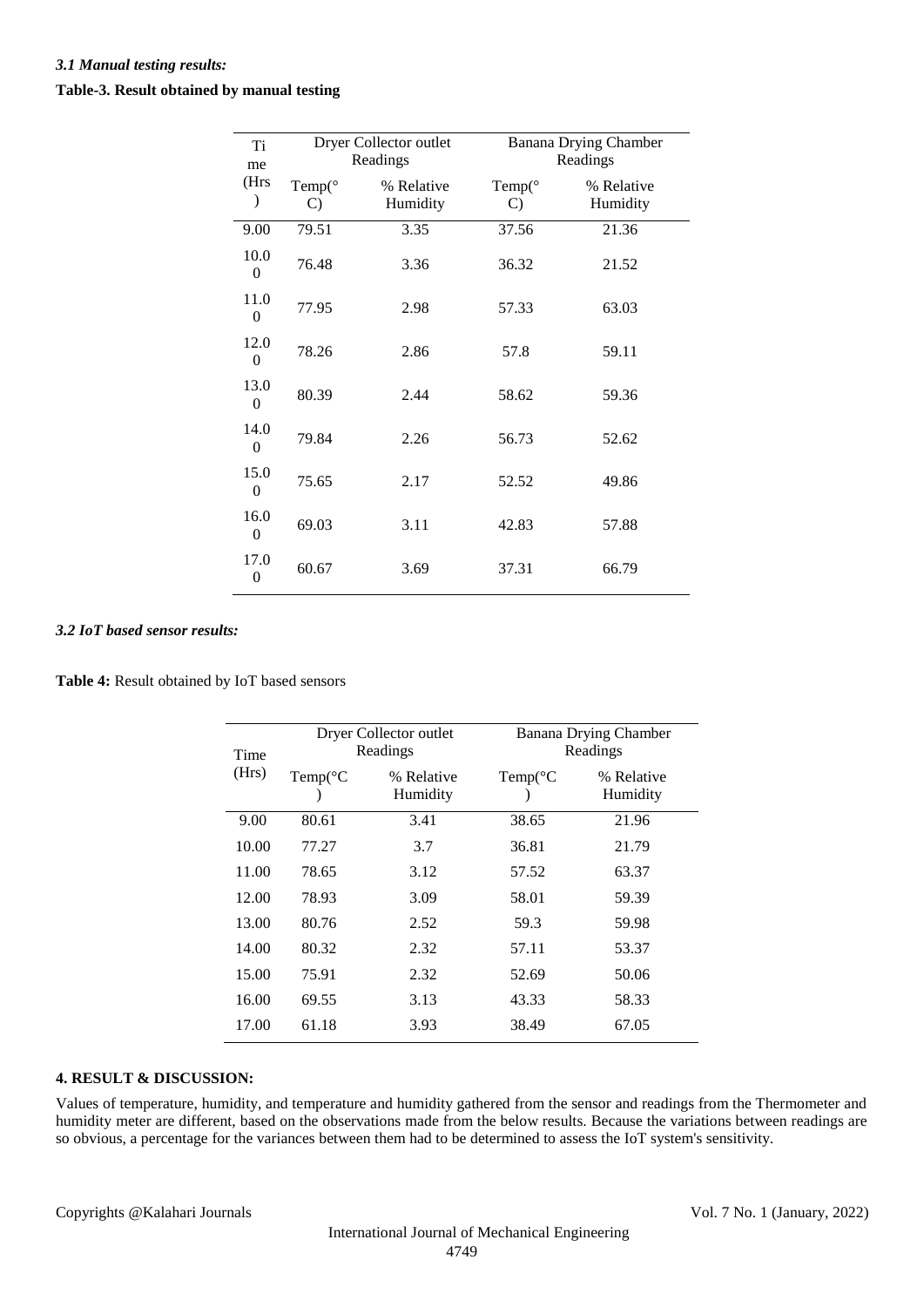### *3.1 Manual testing results:*

**Table-3. Result obtained by manual testing**

| Time (Hrs) | Dryer Collector outlet Readings | | Banana Drying Chamber Readings | |
|---|---|---|---|---|
| | Temp(°C) | % Relative Humidity | Temp(°C) | % Relative Humidity |
| 9.00 | 79.51 | 3.35 | 37.56 | 21.36 |
| 10.00 | 76.48 | 3.36 | 36.32 | 21.52 |
| 11.00 | 77.95 | 2.98 | 57.33 | 63.03 |
| 12.00 | 78.26 | 2.86 | 57.8 | 59.11 |
| 13.00 | 80.39 | 2.44 | 58.62 | 59.36 |
| 14.00 | 79.84 | 2.26 | 56.73 | 52.62 |
| 15.00 | 75.65 | 2.17 | 52.52 | 49.86 |
| 16.00 | 69.03 | 3.11 | 42.83 | 57.88 |
| 17.00 | 60.67 | 3.69 | 37.31 | 66.79 |

### *3.2 IoT based sensor results:*

**Table 4:** Result obtained by IoT based sensors

| Time (Hrs) | Dryer Collector outlet Readings | | Banana Drying Chamber Readings | |
|---|---|---|---|---|
| | Temp(°C) | % Relative Humidity | Temp(°C) | % Relative Humidity |
| 9.00 | 80.61 | 3.41 | 38.65 | 21.96 |
| 10.00 | 77.27 | 3.7 | 36.81 | 21.79 |
| 11.00 | 78.65 | 3.12 | 57.52 | 63.37 |
| 12.00 | 78.93 | 3.09 | 58.01 | 59.39 |
| 13.00 | 80.76 | 2.52 | 59.3 | 59.98 |
| 14.00 | 80.32 | 2.32 | 57.11 | 53.37 |
| 15.00 | 75.91 | 2.32 | 52.69 | 50.06 |
| 16.00 | 69.55 | 3.13 | 43.33 | 58.33 |
| 17.00 | 61.18 | 3.93 | 38.49 | 67.05 |

## 4. RESULT & DISCUSSION:

Values of temperature, humidity, and temperature and humidity gathered from the sensor and readings from the Thermometer and humidity meter are different, based on the observations made from the below results. Because the variations between readings are so obvious, a percentage for the variances between them had to be determined to assess the IoT system's sensitivity.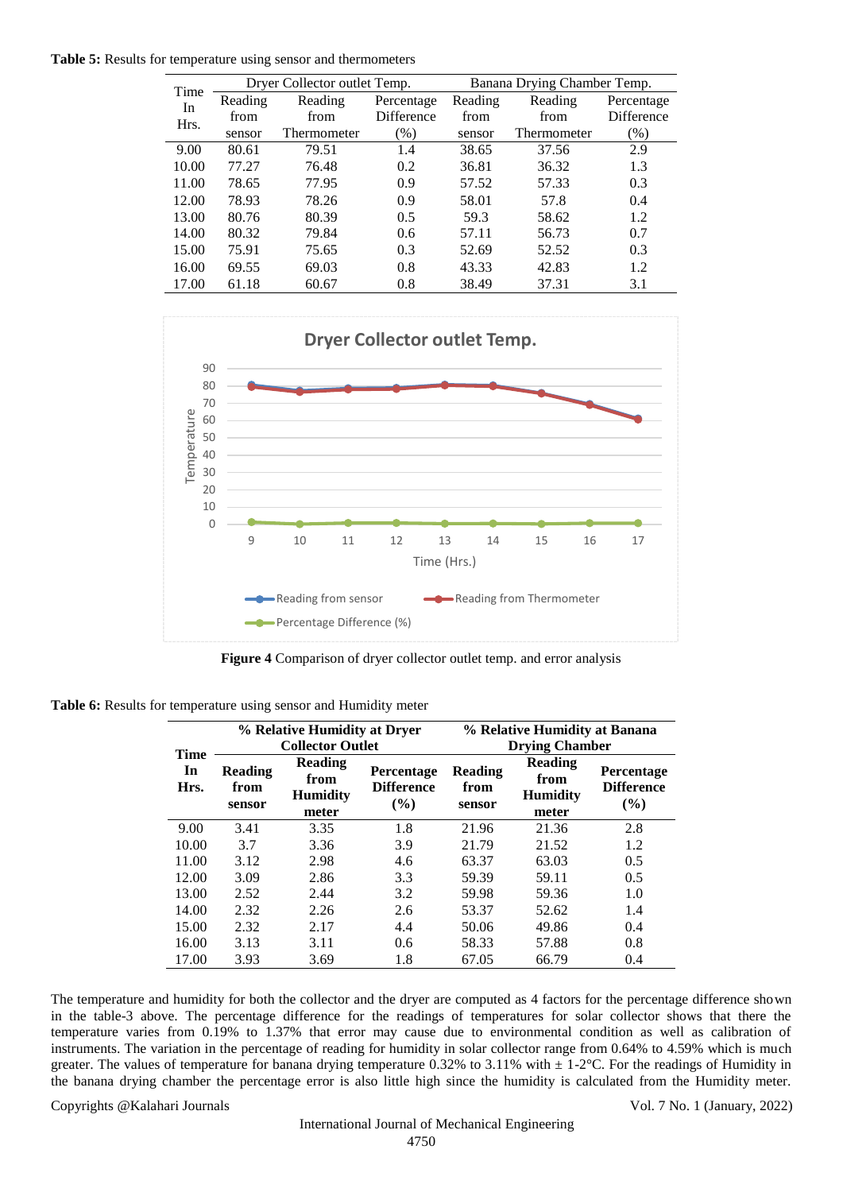**Table 5:** Results for temperature using sensor and thermometers

| Time In Hrs. | Dryer Collector outlet Temp. | | | Banana Drying Chamber Temp. | | |
|---|---|---|---|---|---|---|
| | Reading from sensor | Reading from Thermometer | Percentage Difference (%) | Reading from sensor | Reading from Thermometer | Percentage Difference (%) |
| 9.00 | 80.61 | 79.51 | 1.4 | 38.65 | 37.56 | 2.9 |
| 10.00 | 77.27 | 76.48 | 0.2 | 36.81 | 36.32 | 1.3 |
| 11.00 | 78.65 | 77.95 | 0.9 | 57.52 | 57.33 | 0.3 |
| 12.00 | 78.93 | 78.26 | 0.9 | 58.01 | 57.8 | 0.4 |
| 13.00 | 80.76 | 80.39 | 0.5 | 59.3 | 58.62 | 1.2 |
| 14.00 | 80.32 | 79.84 | 0.6 | 57.11 | 56.73 | 0.7 |
| 15.00 | 75.91 | 75.65 | 0.3 | 52.69 | 52.52 | 0.3 |
| 16.00 | 69.55 | 69.03 | 0.8 | 43.33 | 42.83 | 1.2 |
| 17.00 | 61.18 | 60.67 | 0.8 | 38.49 | 37.31 | 3.1 |

**Figure 4** Comparison of dryer collector outlet temp. and error analysis

**Table 6:** Results for temperature using sensor and Humidity meter

| Time In Hrs. | % Relative Humidity at Dryer Collector Outlet | | | % Relative Humidity at Banana Drying Chamber | | |
|---|---|---|---|---|---|---|
| | Reading from sensor | Reading from Humidity meter | Percentage Difference (%) | Reading from sensor | Reading from Humidity meter | Percentage Difference (%) |
| 9.00 | 3.41 | 3.35 | 1.8 | 21.96 | 21.36 | 2.8 |
| 10.00 | 3.7 | 3.36 | 3.9 | 21.79 | 21.52 | 1.2 |
| 11.00 | 3.12 | 2.98 | 4.6 | 63.37 | 63.03 | 0.5 |
| 12.00 | 3.09 | 2.86 | 3.3 | 59.39 | 59.11 | 0.5 |
| 13.00 | 2.52 | 2.44 | 3.2 | 59.98 | 59.36 | 1.0 |
| 14.00 | 2.32 | 2.26 | 2.6 | 53.37 | 52.62 | 1.4 |
| 15.00 | 2.32 | 2.17 | 4.4 | 50.06 | 49.86 | 0.4 |
| 16.00 | 3.13 | 3.11 | 0.6 | 58.33 | 57.88 | 0.8 |
| 17.00 | 3.93 | 3.69 | 1.8 | 67.05 | 66.79 | 0.4 |

The temperature and humidity for both the collector and the dryer are computed as 4 factors for the percentage difference shown in the table-3 above. The percentage difference for the readings of temperatures for solar collector shows that there the temperature varies from 0.19% to 1.37% that error may cause due to environmental condition as well as calibration of instruments. The variation in the percentage of reading for humidity in solar collector range from 0.64% to 4.59% which is much greater. The values of temperature for banana drying temperature 0.32% to 3.11% with ± 1-2°C. For the readings of Humidity in the banana drying chamber the percentage error is also little high since the humidity is calculated from the Humidity meter.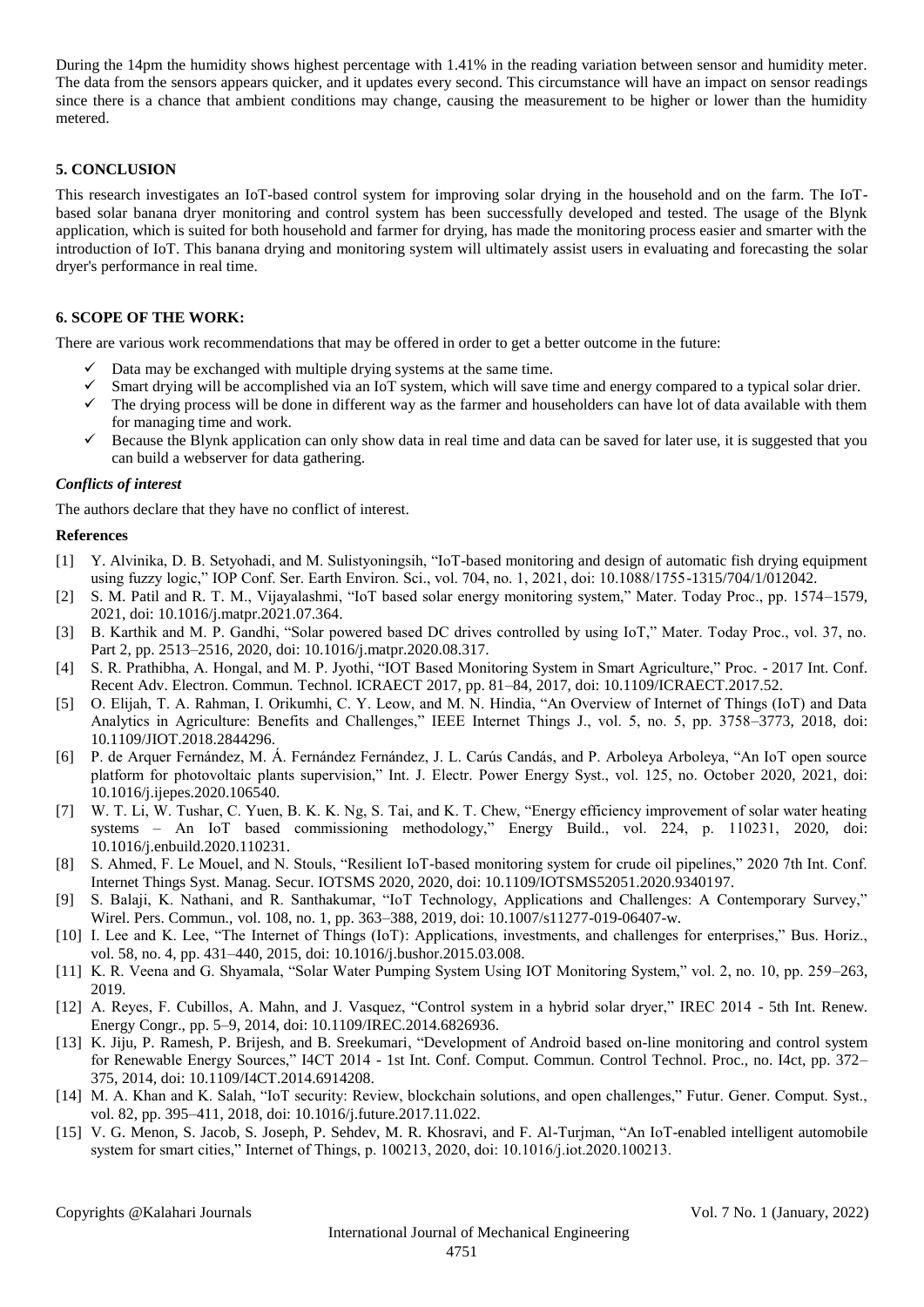During the 14pm the humidity shows highest percentage with 1.41% in the reading variation between sensor and humidity meter. The data from the sensors appears quicker, and it updates every second. This circumstance will have an impact on sensor readings since there is a chance that ambient conditions may change, causing the measurement to be higher or lower than the humidity metered.

## 5. CONCLUSION

This research investigates an IoT-based control system for improving solar drying in the household and on the farm. The IoT-based solar banana dryer monitoring and control system has been successfully developed and tested. The usage of the Blynk application, which is suited for both household and farmer for drying, has made the monitoring process easier and smarter with the introduction of IoT. This banana drying and monitoring system will ultimately assist users in evaluating and forecasting the solar dryer's performance in real time.

## 6. SCOPE OF THE WORK:

There are various work recommendations that may be offered in order to get a better outcome in the future:

- ✓ Data may be exchanged with multiple drying systems at the same time.
- ✓ Smart drying will be accomplished via an IoT system, which will save time and energy compared to a typical solar drier.
- ✓ The drying process will be done in different way as the farmer and householders can have lot of data available with them for managing time and work.
- ✓ Because the Blynk application can only show data in real time and data can be saved for later use, it is suggested that you can build a webserver for data gathering.

### *Conflicts of interest*

The authors declare that they have no conflict of interest.

### References

[1] Y. Alvinika, D. B. Setyohadi, and M. Sulistyoningsih, "IoT-based monitoring and design of automatic fish drying equipment using fuzzy logic," IOP Conf. Ser. Earth Environ. Sci., vol. 704, no. 1, 2021, doi: 10.1088/1755-1315/704/1/012042.

[2] S. M. Patil and R. T. M., Vijayalashmi, "IoT based solar energy monitoring system," Mater. Today Proc., pp. 1574–1579, 2021, doi: 10.1016/j.matpr.2021.07.364.

[3] B. Karthik and M. P. Gandhi, "Solar powered based DC drives controlled by using IoT," Mater. Today Proc., vol. 37, no. Part 2, pp. 2513–2516, 2020, doi: 10.1016/j.matpr.2020.08.317.

[4] S. R. Prathibha, A. Hongal, and M. P. Jyothi, "IOT Based Monitoring System in Smart Agriculture," Proc. - 2017 Int. Conf. Recent Adv. Electron. Commun. Technol. ICRAECT 2017, pp. 81–84, 2017, doi: 10.1109/ICRAECT.2017.52.

[5] O. Elijah, T. A. Rahman, I. Orikumhi, C. Y. Leow, and M. N. Hindia, "An Overview of Internet of Things (IoT) and Data Analytics in Agriculture: Benefits and Challenges," IEEE Internet Things J., vol. 5, no. 5, pp. 3758–3773, 2018, doi: 10.1109/JIOT.2018.2844296.

[6] P. de Arquer Fernández, M. Á. Fernández Fernández, J. L. Carús Candás, and P. Arboleya Arboleya, "An IoT open source platform for photovoltaic plants supervision," Int. J. Electr. Power Energy Syst., vol. 125, no. October 2020, 2021, doi: 10.1016/j.ijepes.2020.106540.

[7] W. T. Li, W. Tushar, C. Yuen, B. K. K. Ng, S. Tai, and K. T. Chew, "Energy efficiency improvement of solar water heating systems – An IoT based commissioning methodology," Energy Build., vol. 224, p. 110231, 2020, doi: 10.1016/j.enbuild.2020.110231.

[8] S. Ahmed, F. Le Mouel, and N. Stouls, "Resilient IoT-based monitoring system for crude oil pipelines," 2020 7th Int. Conf. Internet Things Syst. Manag. Secur. IOTSMS 2020, 2020, doi: 10.1109/IOTSMS52051.2020.9340197.

[9] S. Balaji, K. Nathani, and R. Santhakumar, "IoT Technology, Applications and Challenges: A Contemporary Survey," Wirel. Pers. Commun., vol. 108, no. 1, pp. 363–388, 2019, doi: 10.1007/s11277-019-06407-w.

[10] I. Lee and K. Lee, "The Internet of Things (IoT): Applications, investments, and challenges for enterprises," Bus. Horiz., vol. 58, no. 4, pp. 431–440, 2015, doi: 10.1016/j.bushor.2015.03.008.

[11] K. R. Veena and G. Shyamala, "Solar Water Pumping System Using IOT Monitoring System," vol. 2, no. 10, pp. 259–263, 2019.

[12] A. Reyes, F. Cubillos, A. Mahn, and J. Vasquez, "Control system in a hybrid solar dryer," IREC 2014 - 5th Int. Renew. Energy Congr., pp. 5–9, 2014, doi: 10.1109/IREC.2014.6826936.

[13] K. Jiju, P. Ramesh, P. Brijesh, and B. Sreekumari, "Development of Android based on-line monitoring and control system for Renewable Energy Sources," I4CT 2014 - 1st Int. Conf. Comput. Commun. Control Technol. Proc., no. I4ct, pp. 372–375, 2014, doi: 10.1109/I4CT.2014.6914208.

[14] M. A. Khan and K. Salah, "IoT security: Review, blockchain solutions, and open challenges," Futur. Gener. Comput. Syst., vol. 82, pp. 395–411, 2018, doi: 10.1016/j.future.2017.11.022.

[15] V. G. Menon, S. Jacob, S. Joseph, P. Sehdev, M. R. Khosravi, and F. Al-Turjman, "An IoT-enabled intelligent automobile system for smart cities," Internet of Things, p. 100213, 2020, doi: 10.1016/j.iot.2020.100213.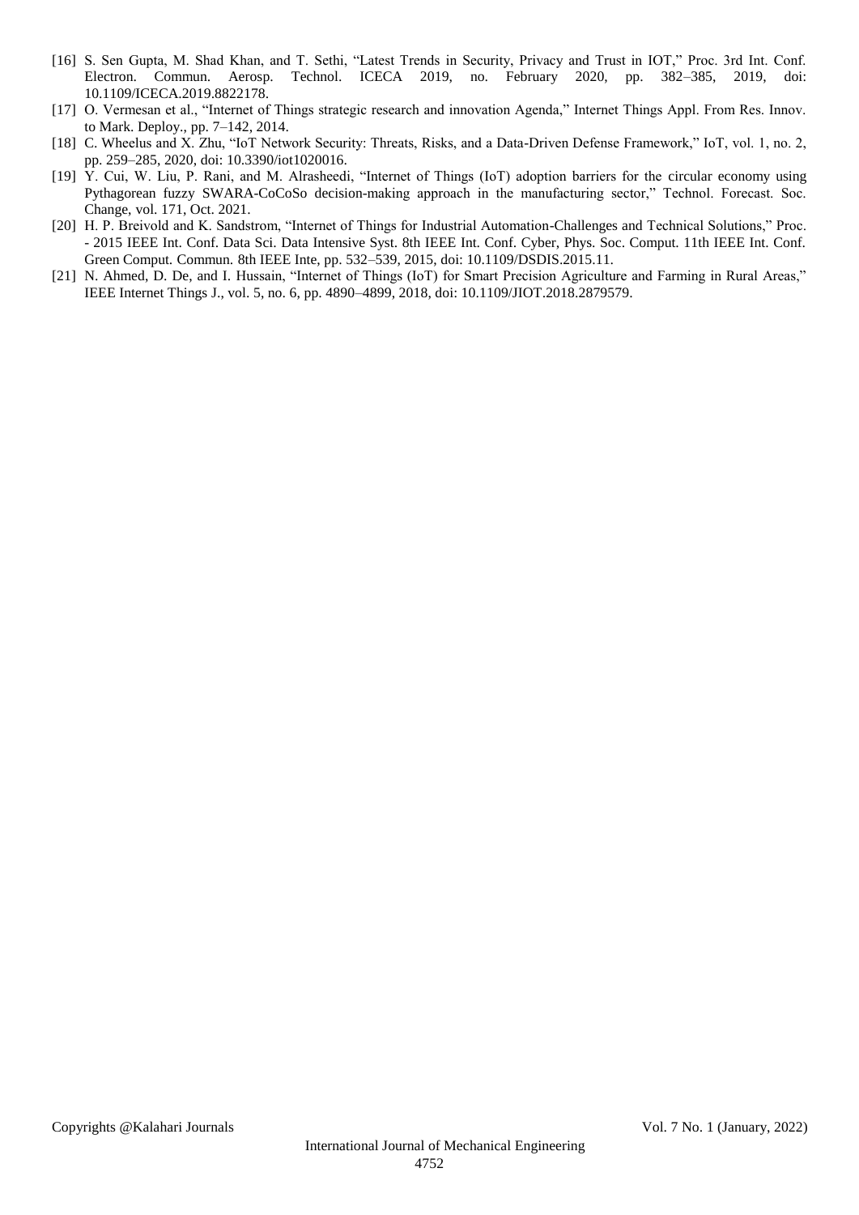[16] S. Sen Gupta, M. Shad Khan, and T. Sethi, "Latest Trends in Security, Privacy and Trust in IOT," Proc. 3rd Int. Conf. Electron. Commun. Aerosp. Technol. ICECA 2019, no. February 2020, pp. 382–385, 2019, doi: 10.1109/ICECA.2019.8822178.

[17] O. Vermesan et al., "Internet of Things strategic research and innovation Agenda," Internet Things Appl. From Res. Innov. to Mark. Deploy., pp. 7–142, 2014.

[18] C. Wheelus and X. Zhu, "IoT Network Security: Threats, Risks, and a Data-Driven Defense Framework," IoT, vol. 1, no. 2, pp. 259–285, 2020, doi: 10.3390/iot1020016.

[19] Y. Cui, W. Liu, P. Rani, and M. Alrasheedi, "Internet of Things (IoT) adoption barriers for the circular economy using Pythagorean fuzzy SWARA-CoCoSo decision-making approach in the manufacturing sector," Technol. Forecast. Soc. Change, vol. 171, Oct. 2021.

[20] H. P. Breivold and K. Sandstrom, "Internet of Things for Industrial Automation-Challenges and Technical Solutions," Proc. - 2015 IEEE Int. Conf. Data Sci. Data Intensive Syst. 8th IEEE Int. Conf. Cyber, Phys. Soc. Comput. 11th IEEE Int. Conf. Green Comput. Commun. 8th IEEE Inte, pp. 532–539, 2015, doi: 10.1109/DSDIS.2015.11.

[21] N. Ahmed, D. De, and I. Hussain, "Internet of Things (IoT) for Smart Precision Agriculture and Farming in Rural Areas," IEEE Internet Things J., vol. 5, no. 6, pp. 4890–4899, 2018, doi: 10.1109/JIOT.2018.2879579.